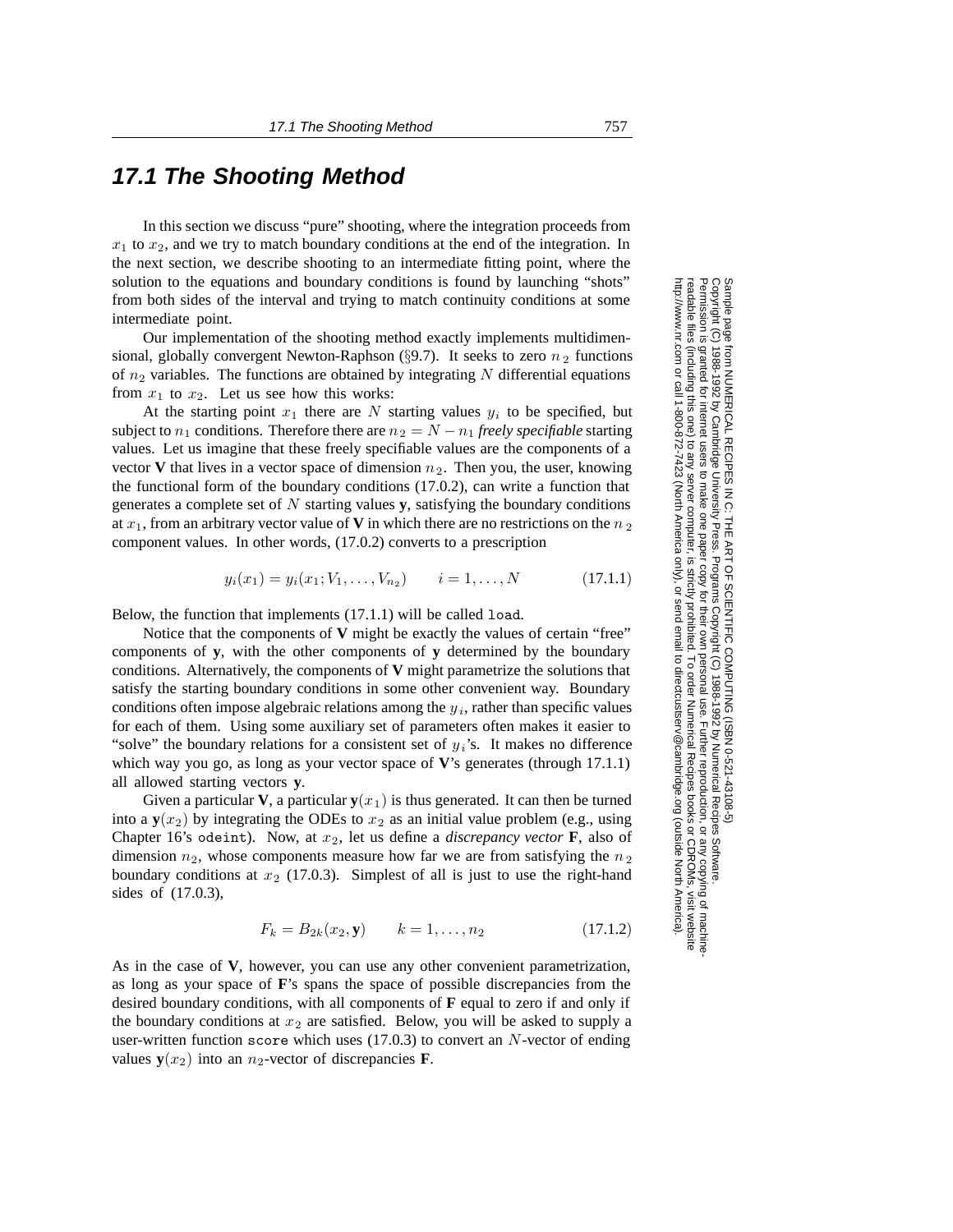## 17.1 The Shooting Method

In this section we discuss "pure" shooting, where the integration proceeds from $x_1$ to $x_2$, and we try to match boundary conditions at the end of the integration. In the next section, we describe shooting to an intermediate fitting point, where the solution to the equations and boundary conditions is found by launching "shots" from both sides of the interval and trying to match continuity conditions at some intermediate point.

Our implementation of the shooting method exactly implements multidimensional, globally convergent Newton-Raphson (§9.7). It seeks to zero $n_2$ functions of $n_2$ variables. The functions are obtained by integrating $N$ differential equations from $x_1$ to $x_2$. Let us see how this works:

At the starting point $x_1$ there are $N$ starting values $y_i$ to be specified, but subject to $n_1$ conditions. Therefore there are $n_2 = N - n_1$ *freely specifiable* starting values. Let us imagine that these freely specifiable values are the components of a vector **V** that lives in a vector space of dimension $n_2$. Then you, the user, knowing the functional form of the boundary conditions (17.0.2), can write a function that generates a complete set of $N$ starting values **y**, satisfying the boundary conditions at $x_1$, from an arbitrary vector value of **V** in which there are no restrictions on the $n_2$ component values. In other words, (17.0.2) converts to a prescription

$$y_i(x_1) = y_i(x_1; V_1, \ldots, V_{n_2}) \qquad i = 1, \ldots, N \tag{17.1.1}$$

Below, the function that implements (17.1.1) will be called `load`.

Notice that the components of **V** might be exactly the values of certain "free" components of **y**, with the other components of **y** determined by the boundary conditions. Alternatively, the components of **V** might parametrize the solutions that satisfy the starting boundary conditions in some other convenient way. Boundary conditions often impose algebraic relations among the $y_i$, rather than specific values for each of them. Using some auxiliary set of parameters often makes it easier to "solve" the boundary relations for a consistent set of $y_i$'s. It makes no difference which way you go, as long as your vector space of **V**'s generates (through 17.1.1) all allowed starting vectors **y**.

Given a particular **V**, a particular $\mathbf{y}(x_1)$ is thus generated. It can then be turned into a $\mathbf{y}(x_2)$ by integrating the ODEs to $x_2$ as an initial value problem (e.g., using Chapter 16's `odeint`). Now, at $x_2$, let us define a *discrepancy vector* **F**, also of dimension $n_2$, whose components measure how far we are from satisfying the $n_2$ boundary conditions at $x_2$ (17.0.3). Simplest of all is just to use the right-hand sides of (17.0.3),

$$F_k = B_{2k}(x_2, \mathbf{y}) \qquad k = 1, \ldots, n_2 \tag{17.1.2}$$

As in the case of **V**, however, you can use any other convenient parametrization, as long as your space of **F**'s spans the space of possible discrepancies from the desired boundary conditions, with all components of **F** equal to zero if and only if the boundary conditions at $x_2$ are satisfied. Below, you will be asked to supply a user-written function `score` which uses (17.0.3) to convert an $N$-vector of ending values $\mathbf{y}(x_2)$ into an $n_2$-vector of discrepancies **F**.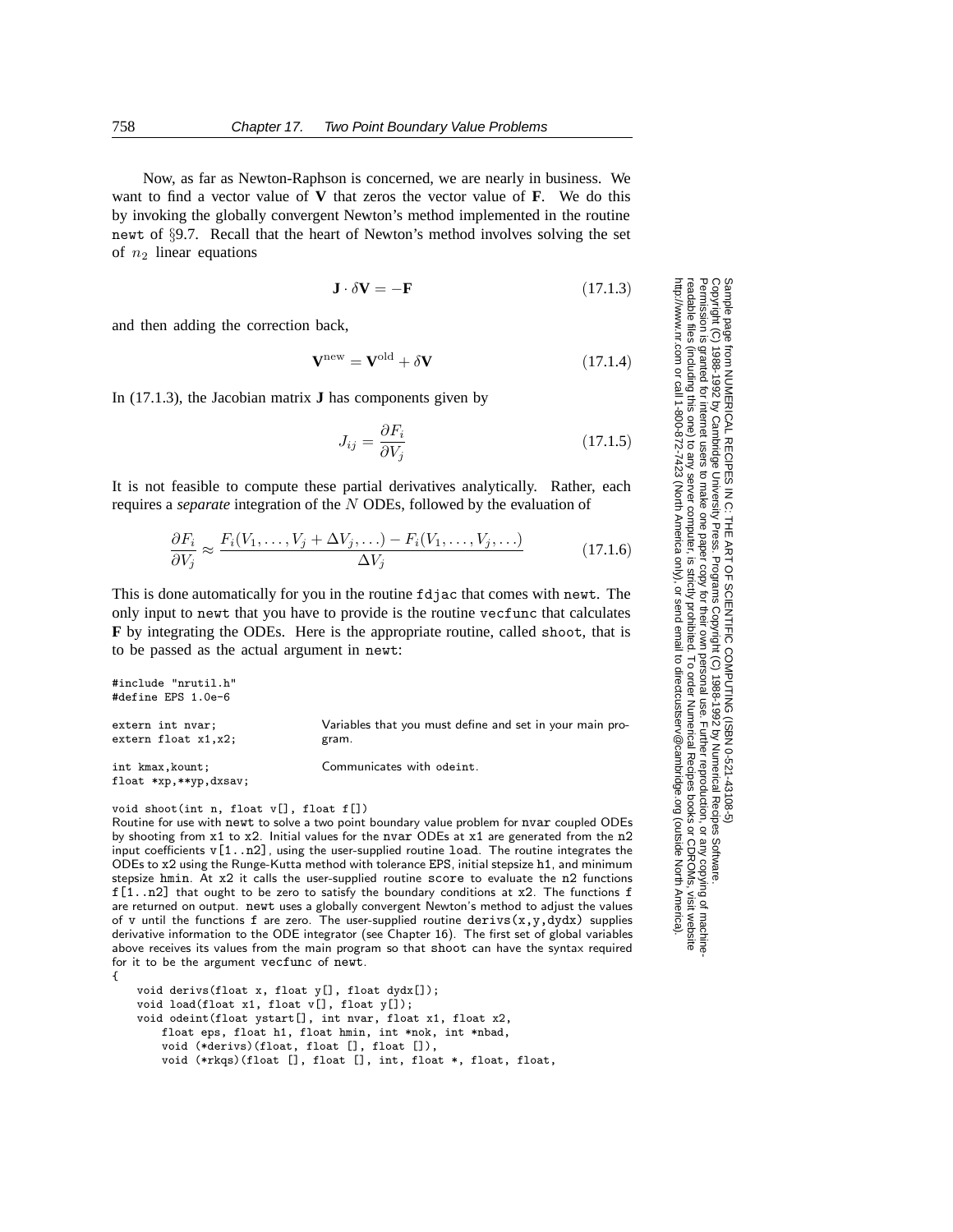Now, as far as Newton-Raphson is concerned, we are nearly in business. We want to find a vector value of $\mathbf{V}$ that zeros the vector value of $\mathbf{F}$. We do this by invoking the globally convergent Newton's method implemented in the routine newt of §9.7. Recall that the heart of Newton's method involves solving the set of $n_2$ linear equations

$$\mathbf{J} \cdot \delta\mathbf{V} = -\mathbf{F} \tag{17.1.3}$$

and then adding the correction back,

$$\mathbf{V}^{\text{new}} = \mathbf{V}^{\text{old}} + \delta\mathbf{V} \tag{17.1.4}$$

In (17.1.3), the Jacobian matrix $\mathbf{J}$ has components given by

$$J_{ij} = \frac{\partial F_i}{\partial V_j} \tag{17.1.5}$$

It is not feasible to compute these partial derivatives analytically. Rather, each requires a *separate* integration of the $N$ ODEs, followed by the evaluation of

$$\frac{\partial F_i}{\partial V_j} \approx \frac{F_i(V_1, \ldots, V_j + \Delta V_j, \ldots) - F_i(V_1, \ldots, V_j, \ldots)}{\Delta V_j} \tag{17.1.6}$$

This is done automatically for you in the routine fdjac that comes with newt. The only input to newt that you have to provide is the routine vecfunc that calculates $\mathbf{F}$ by integrating the ODEs. Here is the appropriate routine, called shoot, that is to be passed as the actual argument in newt:

```
#include "nrutil.h"
#define EPS 1.0e-6

extern int nvar;                Variables that you must define and set in your main pro-
extern float x1,x2;             gram.

int kmax,kount;                 Communicates with odeint.
float *xp,**yp,dxsav;

void shoot(int n, float v[], float f[])
```

Routine for use with newt to solve a two point boundary value problem for nvar coupled ODEs by shooting from x1 to x2. Initial values for the nvar ODEs at x1 are generated from the n2 input coefficients v[1..n2], using the user-supplied routine load. The routine integrates the ODEs to x2 using the Runge-Kutta method with tolerance EPS, initial stepsize h1, and minimum stepsize hmin. At x2 it calls the user-supplied routine score to evaluate the n2 functions f[1..n2] that ought to be zero to satisfy the boundary conditions at x2. The functions f are returned on output. newt uses a globally convergent Newton's method to adjust the values of v until the functions f are zero. The user-supplied routine derivs(x,y,dydx) supplies derivative information to the ODE integrator (see Chapter 16). The first set of global variables above receives its values from the main program so that shoot can have the syntax required for it to be the argument vecfunc of newt.

```
{
    void derivs(float x, float y[], float dydx[]);
    void load(float x1, float v[], float y[]);
    void odeint(float ystart[], int nvar, float x1, float x2,
        float eps, float h1, float hmin, int *nok, int *nbad,
        void (*derivs)(float, float [], float []),
        void (*rkqs)(float [], float [], int, float *, float, float,
```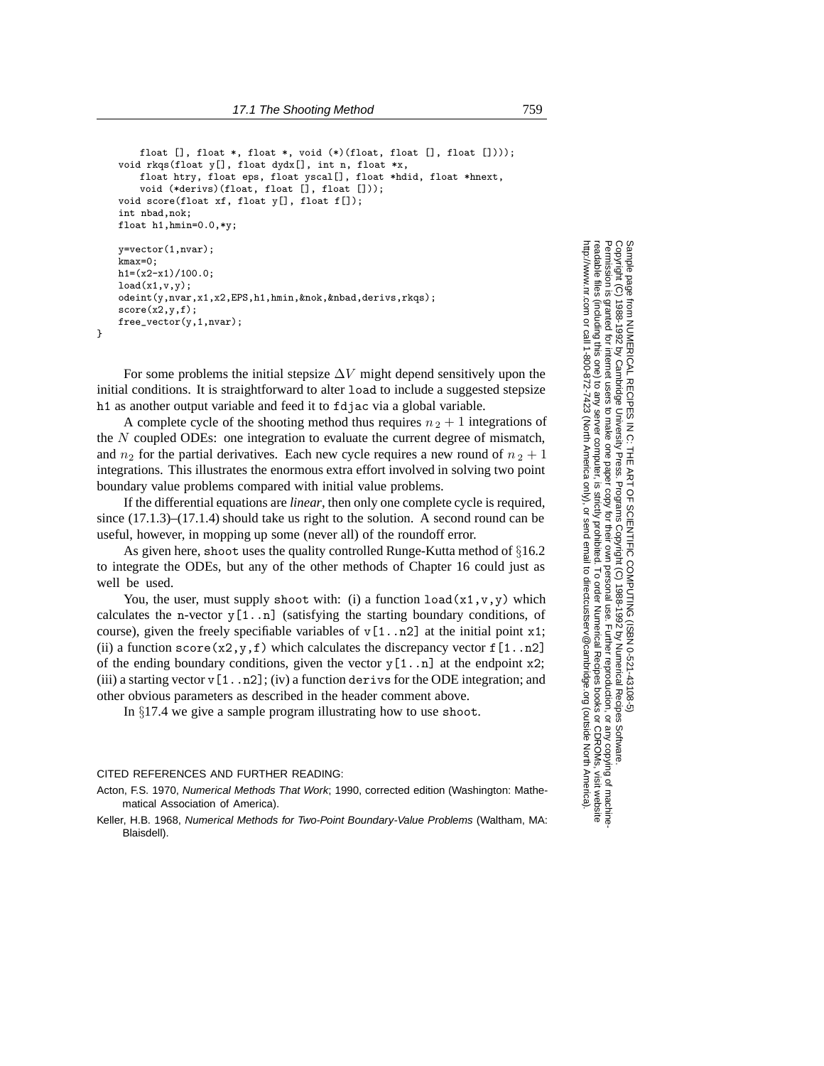```
        float [], float *, float *, void (*)(float, float [], float [])));
    void rkqs(float y[], float dydx[], int n, float *x,
        float htry, float eps, float yscal[], float *hdid, float *hnext,
        void (*derivs)(float, float [], float []));
    void score(float xf, float y[], float f[]);
    int nbad,nok;
    float h1,hmin=0.0,*y;

    y=vector(1,nvar);
    kmax=0;
    h1=(x2-x1)/100.0;
    load(x1,v,y);
    odeint(y,nvar,x1,x2,EPS,h1,hmin,&nok,&nbad,derivs,rkqs);
    score(x2,y,f);
    free_vector(y,1,nvar);
}
```

For some problems the initial stepsize $\Delta V$ might depend sensitively upon the initial conditions. It is straightforward to alter `load` to include a suggested stepsize `h1` as another output variable and feed it to `fdjac` via a global variable.

A complete cycle of the shooting method thus requires $n_2 + 1$ integrations of the $N$ coupled ODEs: one integration to evaluate the current degree of mismatch, and $n_2$ for the partial derivatives. Each new cycle requires a new round of $n_2 + 1$ integrations. This illustrates the enormous extra effort involved in solving two point boundary value problems compared with initial value problems.

If the differential equations are *linear*, then only one complete cycle is required, since (17.1.3)–(17.1.4) should take us right to the solution. A second round can be useful, however, in mopping up some (never all) of the roundoff error.

As given here, `shoot` uses the quality controlled Runge-Kutta method of §16.2 to integrate the ODEs, but any of the other methods of Chapter 16 could just as well be used.

You, the user, must supply `shoot` with: (i) a function `load(x1,v,y)` which calculates the n-vector `y[1..n]` (satisfying the starting boundary conditions, of course), given the freely specifiable variables of `v[1..n2]` at the initial point `x1`; (ii) a function `score(x2,y,f)` which calculates the discrepancy vector `f[1..n2]` of the ending boundary conditions, given the vector `y[1..n]` at the endpoint `x2`; (iii) a starting vector `v[1..n2]`; (iv) a function `derivs` for the ODE integration; and other obvious parameters as described in the header comment above.

In §17.4 we give a sample program illustrating how to use `shoot`.

CITED REFERENCES AND FURTHER READING:

Acton, F.S. 1970, *Numerical Methods That Work*; 1990, corrected edition (Washington: Mathematical Association of America).

Keller, H.B. 1968, *Numerical Methods for Two-Point Boundary-Value Problems* (Waltham, MA: Blaisdell).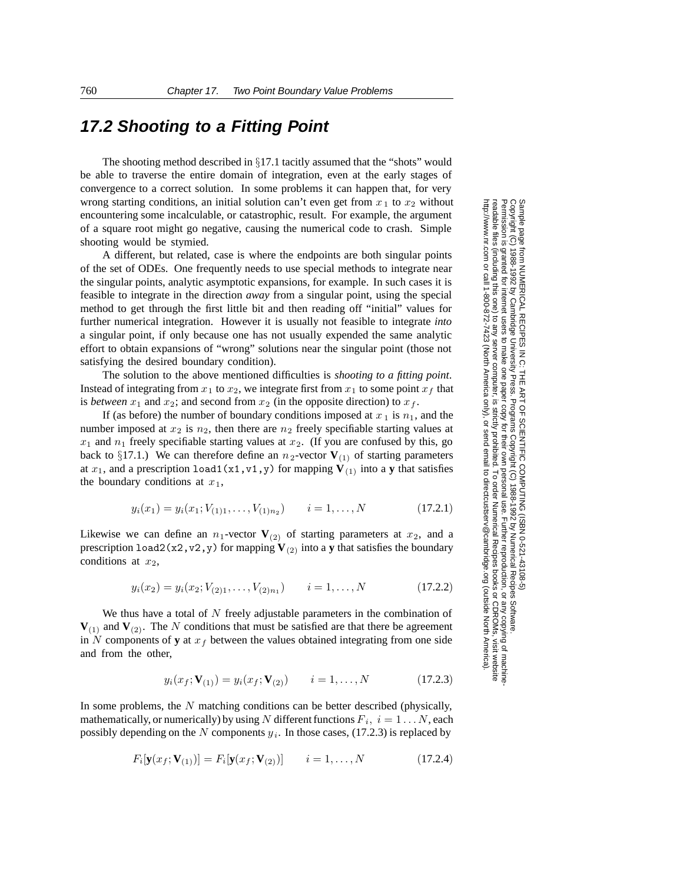## 17.2 Shooting to a Fitting Point

The shooting method described in §17.1 tacitly assumed that the "shots" would be able to traverse the entire domain of integration, even at the early stages of convergence to a correct solution. In some problems it can happen that, for very wrong starting conditions, an initial solution can't even get from $x_1$ to $x_2$ without encountering some incalculable, or catastrophic, result. For example, the argument of a square root might go negative, causing the numerical code to crash. Simple shooting would be stymied.

A different, but related, case is where the endpoints are both singular points of the set of ODEs. One frequently needs to use special methods to integrate near the singular points, analytic asymptotic expansions, for example. In such cases it is feasible to integrate in the direction *away* from a singular point, using the special method to get through the first little bit and then reading off "initial" values for further numerical integration. However it is usually not feasible to integrate *into* a singular point, if only because one has not usually expended the same analytic effort to obtain expansions of "wrong" solutions near the singular point (those not satisfying the desired boundary condition).

The solution to the above mentioned difficulties is *shooting to a fitting point*. Instead of integrating from $x_1$ to $x_2$, we integrate first from $x_1$ to some point $x_f$ that is *between* $x_1$ and $x_2$; and second from $x_2$ (in the opposite direction) to $x_f$.

If (as before) the number of boundary conditions imposed at $x_1$ is $n_1$, and the number imposed at $x_2$ is $n_2$, then there are $n_2$ freely specifiable starting values at $x_1$ and $n_1$ freely specifiable starting values at $x_2$. (If you are confused by this, go back to §17.1.) We can therefore define an $n_2$-vector $\mathbf{V}_{(1)}$ of starting parameters at $x_1$, and a prescription `load1(x1,v1,y)` for mapping $\mathbf{V}_{(1)}$ into a **y** that satisfies the boundary conditions at $x_1$,

$$y_i(x_1) = y_i(x_1; V_{(1)1}, \ldots, V_{(1)n_2}) \qquad i = 1, \ldots, N \tag{17.2.1}$$

Likewise we can define an $n_1$-vector $\mathbf{V}_{(2)}$ of starting parameters at $x_2$, and a prescription `load2(x2,v2,y)` for mapping $\mathbf{V}_{(2)}$ into a **y** that satisfies the boundary conditions at $x_2$,

$$y_i(x_2) = y_i(x_2; V_{(2)1}, \ldots, V_{(2)n_1}) \qquad i = 1, \ldots, N \tag{17.2.2}$$

We thus have a total of $N$ freely adjustable parameters in the combination of $\mathbf{V}_{(1)}$ and $\mathbf{V}_{(2)}$. The $N$ conditions that must be satisfied are that there be agreement in $N$ components of **y** at $x_f$ between the values obtained integrating from one side and from the other,

$$y_i(x_f; \mathbf{V}_{(1)}) = y_i(x_f; \mathbf{V}_{(2)}) \qquad i = 1, \ldots, N \tag{17.2.3}$$

In some problems, the $N$ matching conditions can be better described (physically, mathematically, or numerically) by using $N$ different functions $F_i,\ i = 1 \ldots N$, each possibly depending on the $N$ components $y_i$. In those cases, (17.2.3) is replaced by

$$F_i[\mathbf{y}(x_f; \mathbf{V}_{(1)})] = F_i[\mathbf{y}(x_f; \mathbf{V}_{(2)})] \qquad i = 1, \ldots, N \tag{17.2.4}$$